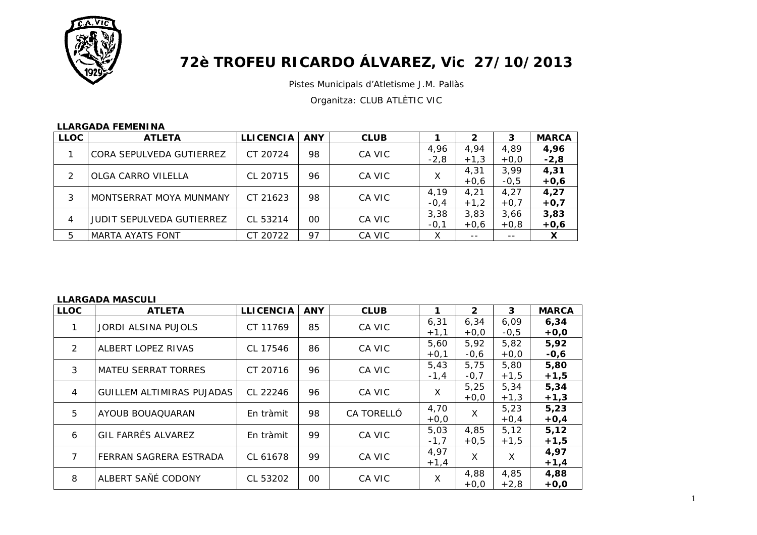# 72è TROFEU RICARDO ÁLVAREZ, Vic 27/10/2013

Pistes Municipals d'Atletisme J.M. Pallàs

Organitza: CLUB ATLÈTIC VIC

**LLARGADA FEMENINA**

| LLOC | ATLETA | LLICENCIA | ANY | CLUB | 1 | 2 | 3 | MARCA |
|---|---|---|---|---|---|---|---|---|
| 1 | CORA SEPULVEDA GUTIERREZ | CT 20724 | 98 | CA VIC | 4,96 -2,8 | 4,94 +1,3 | 4,89 +0,0 | **4,96 -2,8** |
| 2 | OLGA CARRO VILELLA | CL 20715 | 96 | CA VIC | X | 4,31 +0,6 | 3,99 -0,5 | **4,31 +0,6** |
| 3 | MONTSERRAT MOYA MUNMANY | CT 21623 | 98 | CA VIC | 4,19 -0,4 | 4,21 +1,2 | 4,27 +0,7 | **4,27 +0,7** |
| 4 | JUDIT SEPULVEDA GUTIERREZ | CL 53214 | 00 | CA VIC | 3,38 -0,1 | 3,83 +0,6 | 3,66 +0,8 | **3,83 +0,6** |
| 5 | MARTA AYATS FONT | CT 20722 | 97 | CA VIC | X | -- | -- | **X** |

**LLARGADA MASCULI**

| LLOC | ATLETA | LLICENCIA | ANY | CLUB | 1 | 2 | 3 | MARCA |
|---|---|---|---|---|---|---|---|---|
| 1 | JORDI ALSINA PUJOLS | CT 11769 | 85 | CA VIC | 6,31 +1,1 | 6,34 +0,0 | 6,09 -0,5 | **6,34 +0,0** |
| 2 | ALBERT LOPEZ RIVAS | CL 17546 | 86 | CA VIC | 5,60 +0,1 | 5,92 -0,6 | 5,82 +0,0 | **5,92 -0,6** |
| 3 | MATEU SERRAT TORRES | CT 20716 | 96 | CA VIC | 5,43 -1,4 | 5,75 -0,7 | 5,80 +1,5 | **5,80 +1,5** |
| 4 | GUILLEM ALTIMIRAS PUJADAS | CL 22246 | 96 | CA VIC | X | 5,25 +0,0 | 5,34 +1,3 | **5,34 +1,3** |
| 5 | AYOUB BOUAQUARAN | En tràmit | 98 | CA TORELLÓ | 4,70 +0,0 | X | 5,23 +0,4 | **5,23 +0,4** |
| 6 | GIL FARRÉS ALVAREZ | En tràmit | 99 | CA VIC | 5,03 -1,7 | 4,85 +0,5 | 5,12 +1,5 | **5,12 +1,5** |
| 7 | FERRAN SAGRERA ESTRADA | CL 61678 | 99 | CA VIC | 4,97 +1,4 | X | X | **4,97 +1,4** |
| 8 | ALBERT SAÑÉ CODONY | CL 53202 | 00 | CA VIC | X | 4,88 +0,0 | 4,85 +2,8 | **4,88 +0,0** |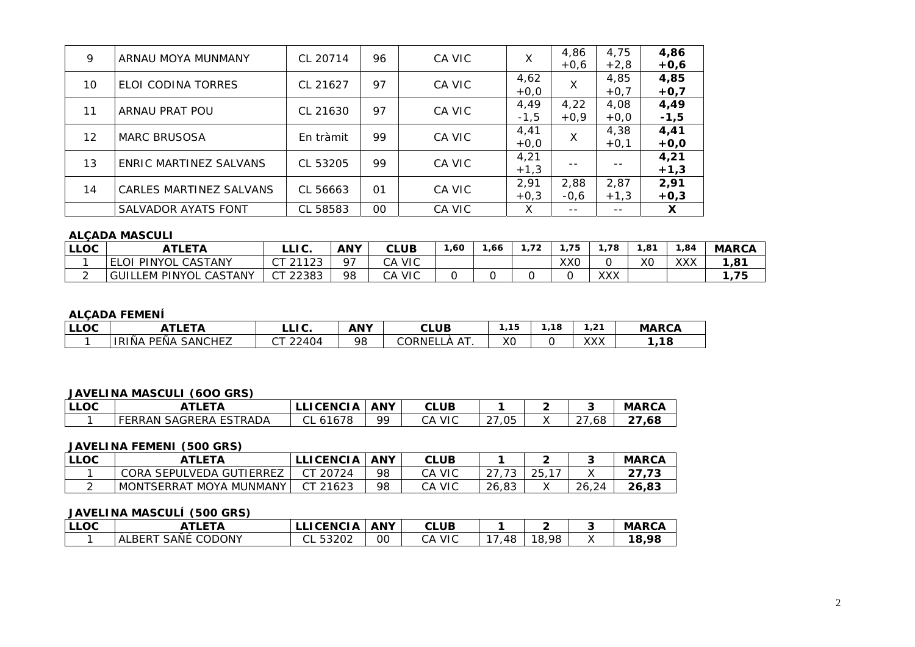| 9 | ARNAU MOYA MUNMANY | CL 20714 | 96 | CA VIC | X | 4,86 +0,6 | 4,75 +2,8 | **4,86 +0,6** |
|---|---|---|---|---|---|---|---|---|
| 10 | ELOI CODINA TORRES | CL 21627 | 97 | CA VIC | 4,62 +0,0 | X | 4,85 +0,7 | **4,85 +0,7** |
| 11 | ARNAU PRAT POU | CL 21630 | 97 | CA VIC | 4,49 -1,5 | 4,22 +0,9 | 4,08 +0,0 | **4,49 -1,5** |
| 12 | MARC BRUSOSA | En tràmit | 99 | CA VIC | 4,41 +0,0 | X | 4,38 +0,1 | **4,41 +0,0** |
| 13 | ENRIC MARTINEZ SALVANS | CL 53205 | 99 | CA VIC | 4,21 +1,3 | -- | -- | **4,21 +1,3** |
| 14 | CARLES MARTINEZ SALVANS | CL 56663 | 01 | CA VIC | 2,91 +0,3 | 2,88 -0,6 | 2,87 +1,3 | **2,91 +0,3** |
| | SALVADOR AYATS FONT | CL 58583 | 00 | CA VIC | X | -- | -- | **X** |

**ALÇADA MASCULI**

| LLOC | ATLETA | LLIC. | ANY | CLUB | 1,60 | 1,66 | 1,72 | 1,75 | 1,78 | 1,81 | 1,84 | MARCA |
|---|---|---|---|---|---|---|---|---|---|---|---|---|
| 1 | ELOI PINYOL CASTANY | CT 21123 | 97 | CA VIC | | | | XX0 | 0 | X0 | XXX | **1,81** |
| 2 | GUILLEM PINYOL CASTANY | CT 22383 | 98 | CA VIC | 0 | 0 | 0 | 0 | XXX | | | **1,75** |

**ALÇADA FEMENÍ**

| LLOC | ATLETA | LLIC. | ANY | CLUB | 1,15 | 1,18 | 1,21 | MARCA |
|---|---|---|---|---|---|---|---|---|
| 1 | IRIÑA PEÑA SANCHEZ | CT 22404 | 98 | CORNELLÀ AT. | X0 | 0 | XXX | **1,18** |

**JAVELINA MASCULI (6OO GRS)**

| LLOC | ATLETA | LLICENCIA | ANY | CLUB | 1 | 2 | 3 | MARCA |
|---|---|---|---|---|---|---|---|---|
| 1 | FERRAN SAGRERA ESTRADA | CL 61678 | 99 | CA VIC | 27,05 | X | 27,68 | **27,68** |

**JAVELINA FEMENI (500 GRS)**

| LLOC | ATLETA | LLICENCIA | ANY | CLUB | 1 | 2 | 3 | MARCA |
|---|---|---|---|---|---|---|---|---|
| 1 | CORA SEPULVEDA GUTIERREZ | CT 20724 | 98 | CA VIC | 27,73 | 25,17 | X | **27,73** |
| 2 | MONTSERRAT MOYA MUNMANY | CT 21623 | 98 | CA VIC | 26,83 | X | 26,24 | **26,83** |

**JAVELINA MASCULÍ (500 GRS)**

| LLOC | ATLETA | LLICENCIA | ANY | CLUB | 1 | 2 | 3 | MARCA |
|---|---|---|---|---|---|---|---|---|
| 1 | ALBERT SAÑÉ CODONY | CL 53202 | 00 | CA VIC | 17,48 | 18,98 | X | **18,98** |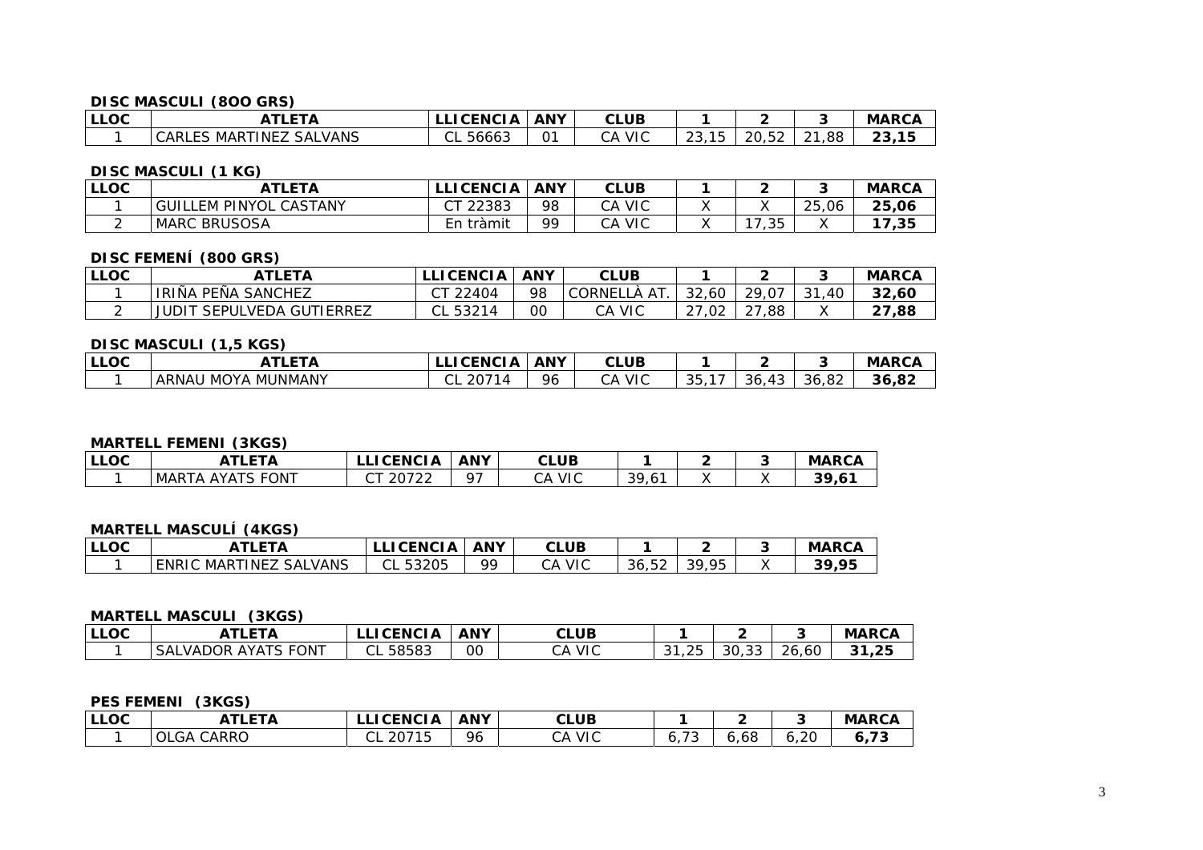**DISC MASCULI (8OO GRS)**

| LLOC | ATLETA | LLICENCIA | ANY | CLUB | 1 | 2 | 3 | MARCA |
|---|---|---|---|---|---|---|---|---|
| 1 | CARLES MARTINEZ SALVANS | CL 56663 | 01 | CA VIC | 23,15 | 20,52 | 21,88 | **23,15** |

**DISC MASCULI (1 KG)**

| LLOC | ATLETA | LLICENCIA | ANY | CLUB | 1 | 2 | 3 | MARCA |
|---|---|---|---|---|---|---|---|---|
| 1 | GUILLEM PINYOL CASTANY | CT 22383 | 98 | CA VIC | X | X | 25,06 | **25,06** |
| 2 | MARC BRUSOSA | En tràmit | 99 | CA VIC | X | 17,35 | X | **17,35** |

**DISC FEMENÍ (800 GRS)**

| LLOC | ATLETA | LLICENCIA | ANY | CLUB | 1 | 2 | 3 | MARCA |
|---|---|---|---|---|---|---|---|---|
| 1 | IRIÑA PEÑA SANCHEZ | CT 22404 | 98 | CORNELLÀ AT. | 32,60 | 29,07 | 31,40 | **32,60** |
| 2 | JUDIT SEPULVEDA GUTIERREZ | CL 53214 | 00 | CA VIC | 27,02 | 27,88 | X | **27,88** |

**DISC MASCULI (1,5 KGS)**

| LLOC | ATLETA | LLICENCIA | ANY | CLUB | 1 | 2 | 3 | MARCA |
|---|---|---|---|---|---|---|---|---|
| 1 | ARNAU MOYA MUNMANY | CL 20714 | 96 | CA VIC | 35,17 | 36,43 | 36,82 | **36,82** |

**MARTELL FEMENI (3KGS)**

| LLOC | ATLETA | LLICENCIA | ANY | CLUB | 1 | 2 | 3 | MARCA |
|---|---|---|---|---|---|---|---|---|
| 1 | MARTA AYATS FONT | CT 20722 | 97 | CA VIC | 39,61 | X | X | **39,61** |

**MARTELL MASCULÍ (4KGS)**

| LLOC | ATLETA | LLICENCIA | ANY | CLUB | 1 | 2 | 3 | MARCA |
|---|---|---|---|---|---|---|---|---|
| 1 | ENRIC MARTINEZ SALVANS | CL 53205 | 99 | CA VIC | 36,52 | 39,95 | X | **39,95** |

**MARTELL MASCULI (3KGS)**

| LLOC | ATLETA | LLICENCIA | ANY | CLUB | 1 | 2 | 3 | MARCA |
|---|---|---|---|---|---|---|---|---|
| 1 | SALVADOR AYATS FONT | CL 58583 | 00 | CA VIC | 31,25 | 30,33 | 26,60 | **31,25** |

**PES FEMENI (3KGS)**

| LLOC | ATLETA | LLICENCIA | ANY | CLUB | 1 | 2 | 3 | MARCA |
|---|---|---|---|---|---|---|---|---|
| 1 | OLGA CARRO | CL 20715 | 96 | CA VIC | 6,73 | 6,68 | 6,20 | **6,73** |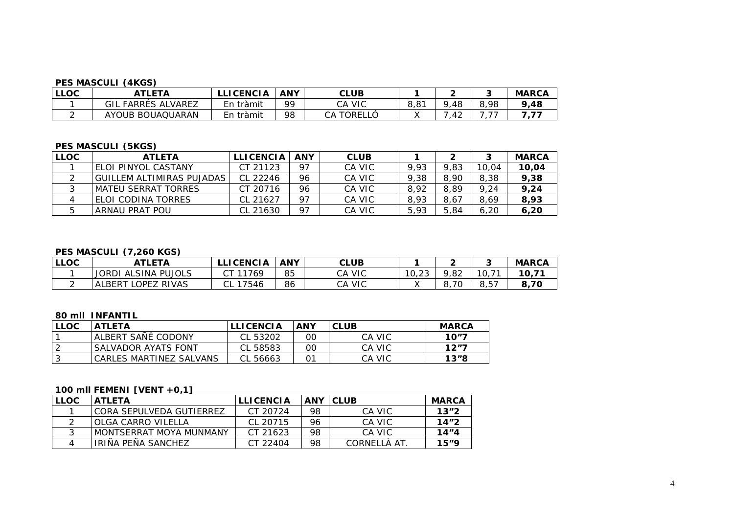**PES MASCULI (4KGS)**

| LLOC | ATLETA | LLICENCIA | ANY | CLUB | 1 | 2 | 3 | MARCA |
|---|---|---|---|---|---|---|---|---|
| 1 | GIL FARRÉS ALVAREZ | En tràmit | 99 | CA VIC | 8,81 | 9,48 | 8,98 | **9,48** |
| 2 | AYOUB BOUAQUARAN | En tràmit | 98 | CA TORELLÓ | X | 7,42 | 7,77 | **7,77** |

**PES MASCULI (5KGS)**

| LLOC | ATLETA | LLICENCIA | ANY | CLUB | 1 | 2 | 3 | MARCA |
|---|---|---|---|---|---|---|---|---|
| 1 | ELOI PINYOL CASTANY | CT 21123 | 97 | CA VIC | 9,93 | 9,83 | 10,04 | **10,04** |
| 2 | GUILLEM ALTIMIRAS PUJADAS | CL 22246 | 96 | CA VIC | 9,38 | 8,90 | 8,38 | **9,38** |
| 3 | MATEU SERRAT TORRES | CT 20716 | 96 | CA VIC | 8,92 | 8,89 | 9,24 | **9,24** |
| 4 | ELOI CODINA TORRES | CL 21627 | 97 | CA VIC | 8,93 | 8,67 | 8,69 | **8,93** |
| 5 | ARNAU PRAT POU | CL 21630 | 97 | CA VIC | 5,93 | 5,84 | 6,20 | **6,20** |

**PES MASCULI (7,260 KGS)**

| LLOC | ATLETA | LLICENCIA | ANY | CLUB | 1 | 2 | 3 | MARCA |
|---|---|---|---|---|---|---|---|---|
| 1 | JORDI ALSINA PUJOLS | CT 11769 | 85 | CA VIC | 10,23 | 9,82 | 10,71 | **10,71** |
| 2 | ALBERT LOPEZ RIVAS | CL 17546 | 86 | CA VIC | X | 8,70 | 8,57 | **8,70** |

**80 mll INFANTIL**

| LLOC | ATLETA | LLICENCIA | ANY | CLUB | MARCA |
|---|---|---|---|---|---|
| 1 | ALBERT SAÑÉ CODONY | CL 53202 | 00 | CA VIC | **10"7** |
| 2 | SALVADOR AYATS FONT | CL 58583 | 00 | CA VIC | **12"7** |
| 3 | CARLES MARTINEZ SALVANS | CL 56663 | 01 | CA VIC | **13"8** |

**100 mll FEMENI [VENT +0,1]**

| LLOC | ATLETA | LLICENCIA | ANY | CLUB | MARCA |
|---|---|---|---|---|---|
| 1 | CORA SEPULVEDA GUTIERREZ | CT 20724 | 98 | CA VIC | **13"2** |
| 2 | OLGA CARRO VILELLA | CL 20715 | 96 | CA VIC | **14"2** |
| 3 | MONTSERRAT MOYA MUNMANY | CT 21623 | 98 | CA VIC | **14"4** |
| 4 | IRIÑA PEÑA SANCHEZ | CT 22404 | 98 | CORNELLÀ AT. | **15"9** |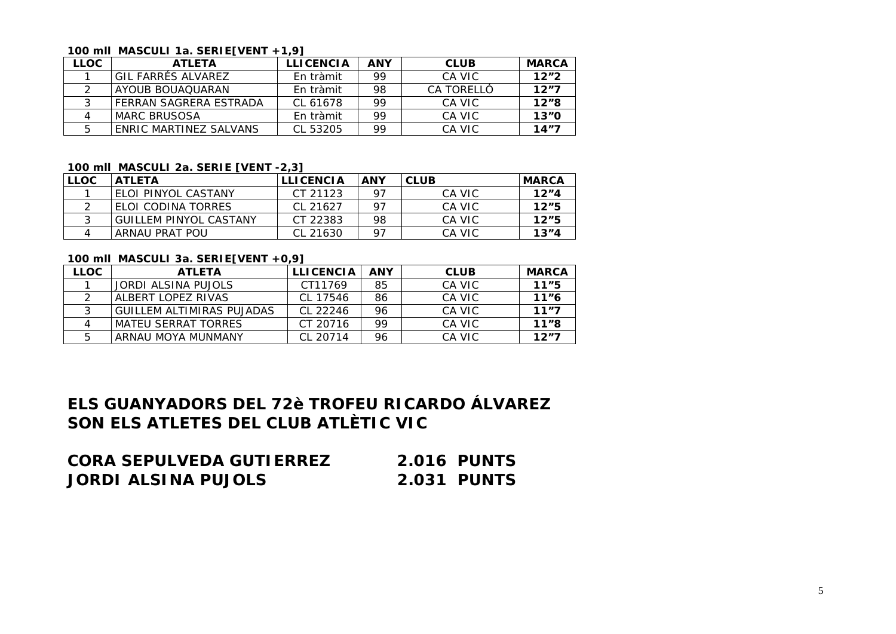**100 mll MASCULI 1a. SERIE[VENT +1,9]**

| LLOC | ATLETA | LLICENCIA | ANY | CLUB | MARCA |
|---|---|---|---|---|---|
| 1 | GIL FARRÉS ALVAREZ | En tràmit | 99 | CA VIC | **12”2** |
| 2 | AYOUB BOUAQUARAN | En tràmit | 98 | CA TORELLÓ | **12”7** |
| 3 | FERRAN SAGRERA ESTRADA | CL 61678 | 99 | CA VIC | **12”8** |
| 4 | MARC BRUSOSA | En tràmit | 99 | CA VIC | **13”0** |
| 5 | ENRIC MARTINEZ SALVANS | CL 53205 | 99 | CA VIC | **14”7** |

**100 mll MASCULI 2a. SERIE [VENT -2,3]**

| LLOC | ATLETA | LLICENCIA | ANY | CLUB | MARCA |
|---|---|---|---|---|---|
| 1 | ELOI PINYOL CASTANY | CT 21123 | 97 | CA VIC | **12”4** |
| 2 | ELOI CODINA TORRES | CL 21627 | 97 | CA VIC | **12”5** |
| 3 | GUILLEM PINYOL CASTANY | CT 22383 | 98 | CA VIC | **12”5** |
| 4 | ARNAU PRAT POU | CL 21630 | 97 | CA VIC | **13”4** |

**100 mll MASCULI 3a. SERIE[VENT +0,9]**

| LLOC | ATLETA | LLICENCIA | ANY | CLUB | MARCA |
|---|---|---|---|---|---|
| 1 | JORDI ALSINA PUJOLS | CT11769 | 85 | CA VIC | **11”5** |
| 2 | ALBERT LOPEZ RIVAS | CL 17546 | 86 | CA VIC | **11”6** |
| 3 | GUILLEM ALTIMIRAS PUJADAS | CL 22246 | 96 | CA VIC | **11”7** |
| 4 | MATEU SERRAT TORRES | CT 20716 | 99 | CA VIC | **11”8** |
| 5 | ARNAU MOYA MUNMANY | CL 20714 | 96 | CA VIC | **12”7** |

## ELS GUANYADORS DEL 72è TROFEU RICARDO ÁLVAREZ SON ELS ATLETES DEL CLUB ATLÈTIC VIC

**CORA SEPULVEDA GUTIERREZ 2.016 PUNTS**

**JORDI ALSINA PUJOLS 2.031 PUNTS**